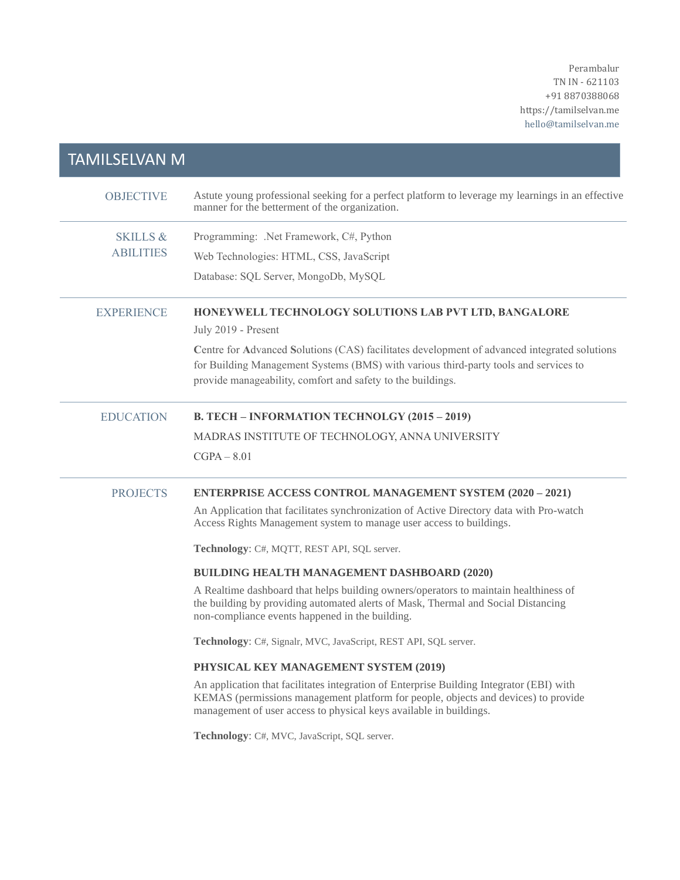Perambalur
TN IN - 621103
+91 8870388068
https://tamilselvan.me
hello@tamilselvan.me

# TAMILSELVAN M

## OBJECTIVE

Astute young professional seeking for a perfect platform to leverage my learnings in an effective manner for the betterment of the organization.

## SKILLS & ABILITIES

Programming: .Net Framework, C#, Python

Web Technologies: HTML, CSS, JavaScript

Database: SQL Server, MongoDb, MySQL

## EXPERIENCE

**HONEYWELL TECHNOLOGY SOLUTIONS LAB PVT LTD, BANGALORE**

July 2019 - Present

**C**entre for **A**dvanced **S**olutions (CAS) facilitates development of advanced integrated solutions for Building Management Systems (BMS) with various third-party tools and services to provide manageability, comfort and safety to the buildings.

## EDUCATION

**B. TECH – INFORMATION TECHNOLGY (2015 – 2019)**

MADRAS INSTITUTE OF TECHNOLOGY, ANNA UNIVERSITY

CGPA – 8.01

## PROJECTS

**ENTERPRISE ACCESS CONTROL MANAGEMENT SYSTEM (2020 – 2021)**

An Application that facilitates synchronization of Active Directory data with Pro-watch Access Rights Management system to manage user access to buildings.

**Technology**: C#, MQTT, REST API, SQL server.

**BUILDING HEALTH MANAGEMENT DASHBOARD (2020)**

A Realtime dashboard that helps building owners/operators to maintain healthiness of the building by providing automated alerts of Mask, Thermal and Social Distancing non-compliance events happened in the building.

**Technology**: C#, Signalr, MVC, JavaScript, REST API, SQL server.

**PHYSICAL KEY MANAGEMENT SYSTEM (2019)**

An application that facilitates integration of Enterprise Building Integrator (EBI) with KEMAS (permissions management platform for people, objects and devices) to provide management of user access to physical keys available in buildings.

**Technology**: C#, MVC, JavaScript, SQL server.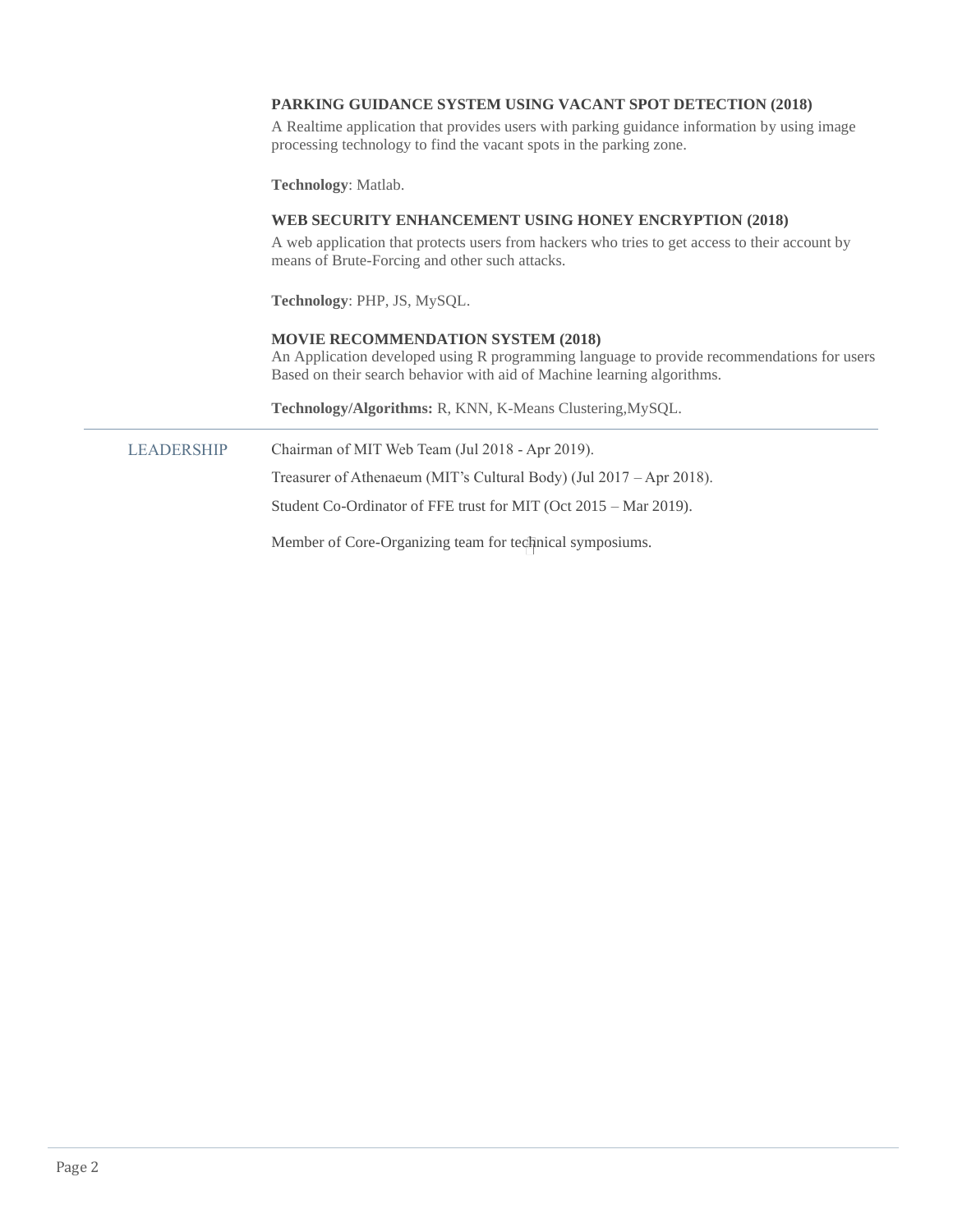**PARKING GUIDANCE SYSTEM USING VACANT SPOT DETECTION (2018)**

A Realtime application that provides users with parking guidance information by using image processing technology to find the vacant spots in the parking zone.

**Technology**: Matlab.

**WEB SECURITY ENHANCEMENT USING HONEY ENCRYPTION (2018)**

A web application that protects users from hackers who tries to get access to their account by means of Brute-Forcing and other such attacks.

**Technology**: PHP, JS, MySQL.

**MOVIE RECOMMENDATION SYSTEM (2018)**

An Application developed using R programming language to provide recommendations for users Based on their search behavior with aid of Machine learning algorithms.

**Technology/Algorithms:** R, KNN, K-Means Clustering,MySQL.

---

## LEADERSHIP

Chairman of MIT Web Team (Jul 2018 - Apr 2019).

Treasurer of Athenaeum (MIT's Cultural Body) (Jul 2017 – Apr 2018).

Student Co-Ordinator of FFE trust for MIT (Oct 2015 – Mar 2019).

Member of Core-Organizing team for technical symposiums.